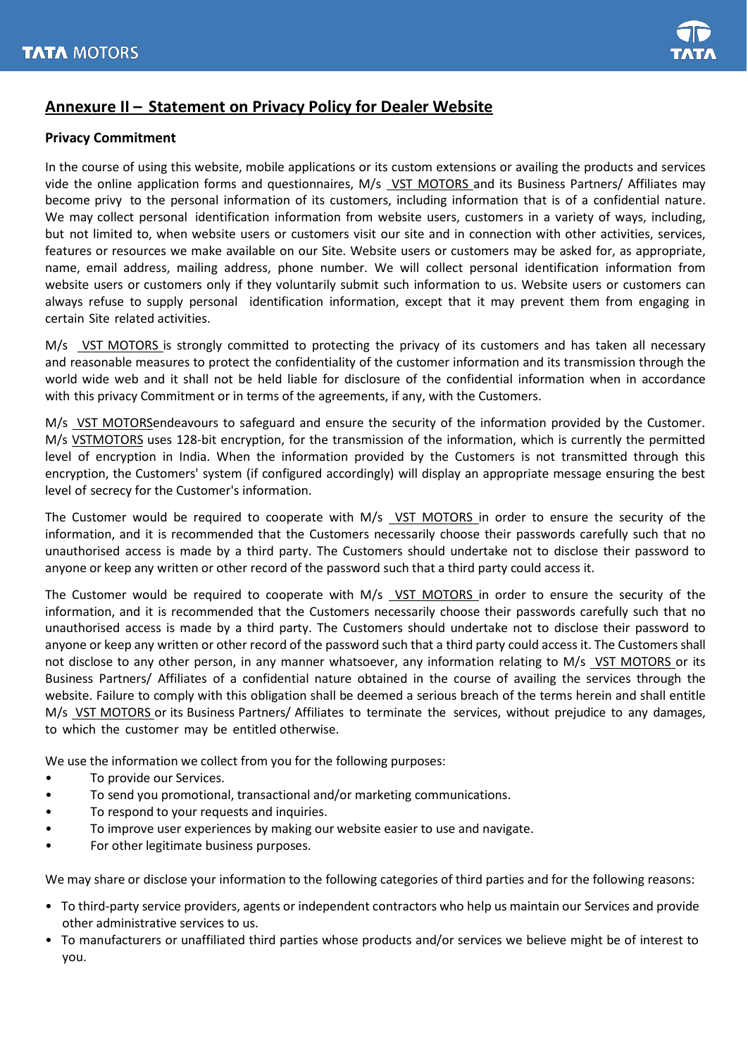## Annexure II – Statement on Privacy Policy for Dealer Website

**Privacy Commitment**

In the course of using this website, mobile applications or its custom extensions or availing the products and services vide the online application forms and questionnaires, M/s VST MOTORS and its Business Partners/ Affiliates may become privy to the personal information of its customers, including information that is of a confidential nature. We may collect personal identification information from website users, customers in a variety of ways, including, but not limited to, when website users or customers visit our site and in connection with other activities, services, features or resources we make available on our Site. Website users or customers may be asked for, as appropriate, name, email address, mailing address, phone number. We will collect personal identification information from website users or customers only if they voluntarily submit such information to us. Website users or customers can always refuse to supply personal identification information, except that it may prevent them from engaging in certain Site related activities.

M/s VST MOTORS is strongly committed to protecting the privacy of its customers and has taken all necessary and reasonable measures to protect the confidentiality of the customer information and its transmission through the world wide web and it shall not be held liable for disclosure of the confidential information when in accordance with this privacy Commitment or in terms of the agreements, if any, with the Customers.

M/s VST MOTORSendeavours to safeguard and ensure the security of the information provided by the Customer. M/s VSTMOTORS uses 128-bit encryption, for the transmission of the information, which is currently the permitted level of encryption in India. When the information provided by the Customers is not transmitted through this encryption, the Customers' system (if configured accordingly) will display an appropriate message ensuring the best level of secrecy for the Customer's information.

The Customer would be required to cooperate with M/s VST MOTORS in order to ensure the security of the information, and it is recommended that the Customers necessarily choose their passwords carefully such that no unauthorised access is made by a third party. The Customers should undertake not to disclose their password to anyone or keep any written or other record of the password such that a third party could access it.

The Customer would be required to cooperate with M/s VST MOTORS in order to ensure the security of the information, and it is recommended that the Customers necessarily choose their passwords carefully such that no unauthorised access is made by a third party. The Customers should undertake not to disclose their password to anyone or keep any written or other record of the password such that a third party could access it. The Customers shall not disclose to any other person, in any manner whatsoever, any information relating to M/s VST MOTORS or its Business Partners/ Affiliates of a confidential nature obtained in the course of availing the services through the website. Failure to comply with this obligation shall be deemed a serious breach of the terms herein and shall entitle M/s VST MOTORS or its Business Partners/ Affiliates to terminate the services, without prejudice to any damages, to which the customer may be entitled otherwise.

We use the information we collect from you for the following purposes:

- To provide our Services.
- To send you promotional, transactional and/or marketing communications.
- To respond to your requests and inquiries.
- To improve user experiences by making our website easier to use and navigate.
- For other legitimate business purposes.

We may share or disclose your information to the following categories of third parties and for the following reasons:

- To third-party service providers, agents or independent contractors who help us maintain our Services and provide other administrative services to us.
- To manufacturers or unaffiliated third parties whose products and/or services we believe might be of interest to you.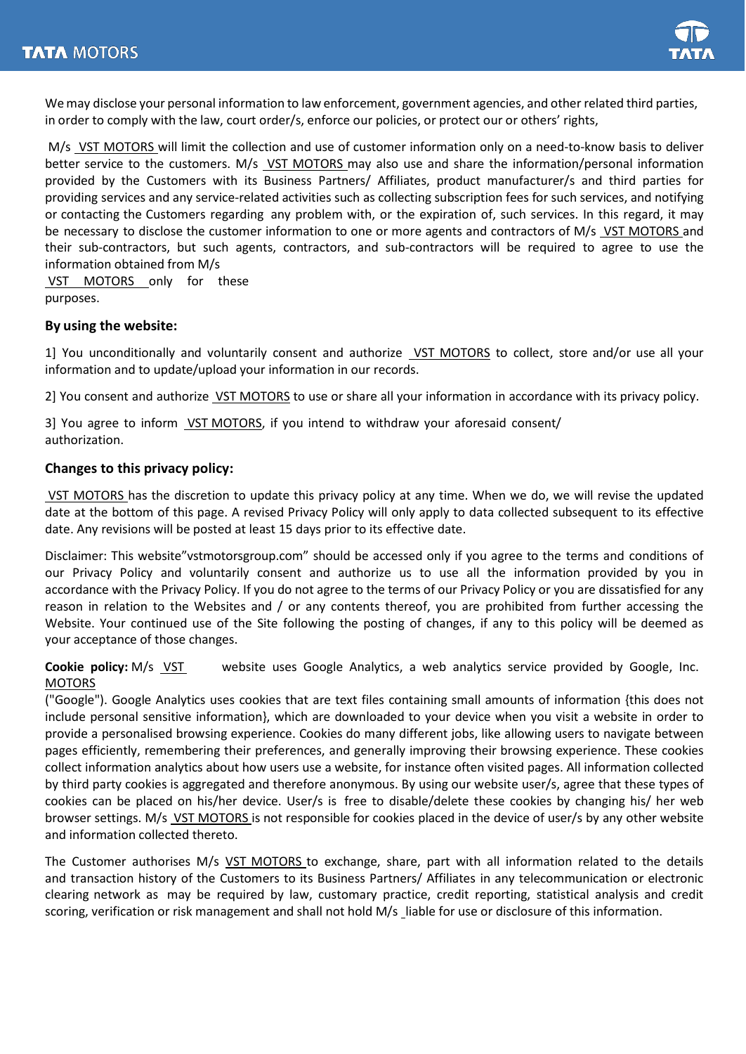We may disclose your personal information to law enforcement, government agencies, and other related third parties, in order to comply with the law, court order/s, enforce our policies, or protect our or others' rights,

M/s VST MOTORS will limit the collection and use of customer information only on a need-to-know basis to deliver better service to the customers. M/s VST MOTORS may also use and share the information/personal information provided by the Customers with its Business Partners/ Affiliates, product manufacturer/s and third parties for providing services and any service-related activities such as collecting subscription fees for such services, and notifying or contacting the Customers regarding any problem with, or the expiration of, such services. In this regard, it may be necessary to disclose the customer information to one or more agents and contractors of M/s VST MOTORS and their sub-contractors, but such agents, contractors, and sub-contractors will be required to agree to use the information obtained from M/s VST MOTORS only for these purposes.

### By using the website:

1] You unconditionally and voluntarily consent and authorize VST MOTORS to collect, store and/or use all your information and to update/upload your information in our records.

2] You consent and authorize VST MOTORS to use or share all your information in accordance with its privacy policy.

3] You agree to inform VST MOTORS, if you intend to withdraw your aforesaid consent/ authorization.

### Changes to this privacy policy:

VST MOTORS has the discretion to update this privacy policy at any time. When we do, we will revise the updated date at the bottom of this page. A revised Privacy Policy will only apply to data collected subsequent to its effective date. Any revisions will be posted at least 15 days prior to its effective date.

Disclaimer: This website"vstmotorsgroup.com" should be accessed only if you agree to the terms and conditions of our Privacy Policy and voluntarily consent and authorize us to use all the information provided by you in accordance with the Privacy Policy. If you do not agree to the terms of our Privacy Policy or you are dissatisfied for any reason in relation to the Websites and / or any contents thereof, you are prohibited from further accessing the Website. Your continued use of the Site following the posting of changes, if any to this policy will be deemed as your acceptance of those changes.

**Cookie policy:** M/s VST MOTORS website uses Google Analytics, a web analytics service provided by Google, Inc. ("Google"). Google Analytics uses cookies that are text files containing small amounts of information {this does not include personal sensitive information}, which are downloaded to your device when you visit a website in order to provide a personalised browsing experience. Cookies do many different jobs, like allowing users to navigate between pages efficiently, remembering their preferences, and generally improving their browsing experience. These cookies collect information analytics about how users use a website, for instance often visited pages. All information collected by third party cookies is aggregated and therefore anonymous. By using our website user/s, agree that these types of cookies can be placed on his/her device. User/s is free to disable/delete these cookies by changing his/ her web browser settings. M/s VST MOTORS is not responsible for cookies placed in the device of user/s by any other website and information collected thereto.

The Customer authorises M/s VST MOTORS to exchange, share, part with all information related to the details and transaction history of the Customers to its Business Partners/ Affiliates in any telecommunication or electronic clearing network as may be required by law, customary practice, credit reporting, statistical analysis and credit scoring, verification or risk management and shall not hold M/s liable for use or disclosure of this information.